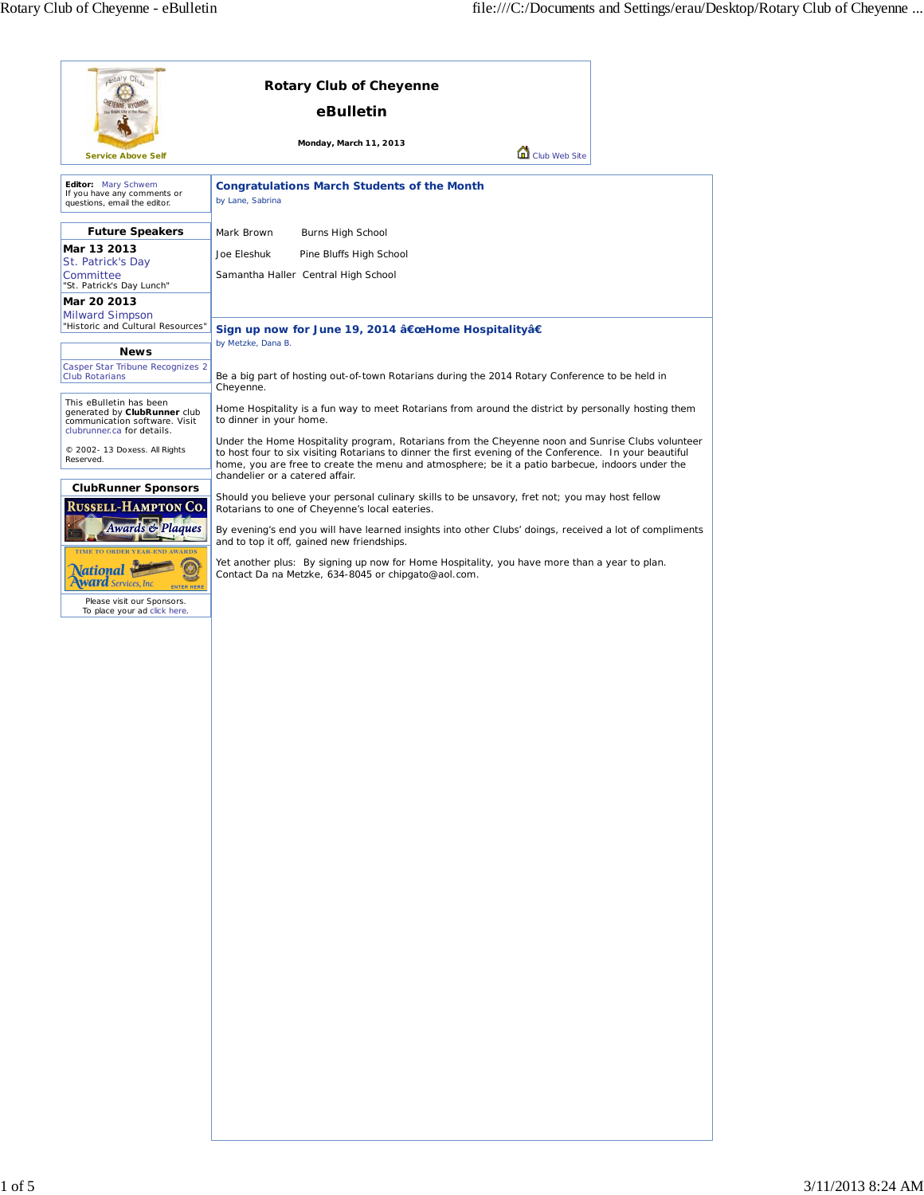Service Above Self

# Rotary Club of Cheyenne

## eBulletin

**Monday, March 11, 2013**

Club Web Site

**Editor:** Mary Schwem
If you have any comments or questions, email the editor.

### Future Speakers

**Mar 13 2013**
St. Patrick's Day Committee
"St. Patrick's Day Lunch"

**Mar 20 2013**
Milward Simpson
"Historic and Cultural Resources"

### News

Casper Star Tribune Recognizes 2 Club Rotarians

This eBulletin has been generated by **ClubRunner** club communication software. Visit clubrunner.ca for details.

© 2002- 13 Doxess. All Rights Reserved.

### ClubRunner Sponsors

Russell-Hampton Co. Awards & Plaques

Time to order year-end awards — National Award Services, Inc. — Enter Here

Please visit our Sponsors.
To place your ad click here.

## Congratulations March Students of the Month

by Lane, Sabrina

Mark Brown Burns High School

Joe Eleshuk Pine Bluffs High School

Samantha Haller Central High School

## Sign up now for June 19, 2014 â€œHome Hospitalityâ€

by Metzke, Dana B.

Be a big part of hosting out-of-town Rotarians during the 2014 Rotary Conference to be held in Cheyenne.

Home Hospitality is a fun way to meet Rotarians from around the district by personally hosting them to dinner in your home.

Under the Home Hospitality program, Rotarians from the Cheyenne noon and Sunrise Clubs volunteer to host four to six visiting Rotarians to dinner the first evening of the Conference. In your beautiful home, you are free to create the menu and atmosphere; be it a patio barbecue, indoors under the chandelier or a catered affair.

Should you believe your personal culinary skills to be unsavory, fret not; you may host fellow Rotarians to one of Cheyenne's local eateries.

By evening's end you will have learned insights into other Clubs' doings, received a lot of compliments and to top it off, gained new friendships.

Yet another plus: By signing up now for Home Hospitality, you have more than a year to plan. Contact Da na Metzke, 634-8045 or chipgato@aol.com.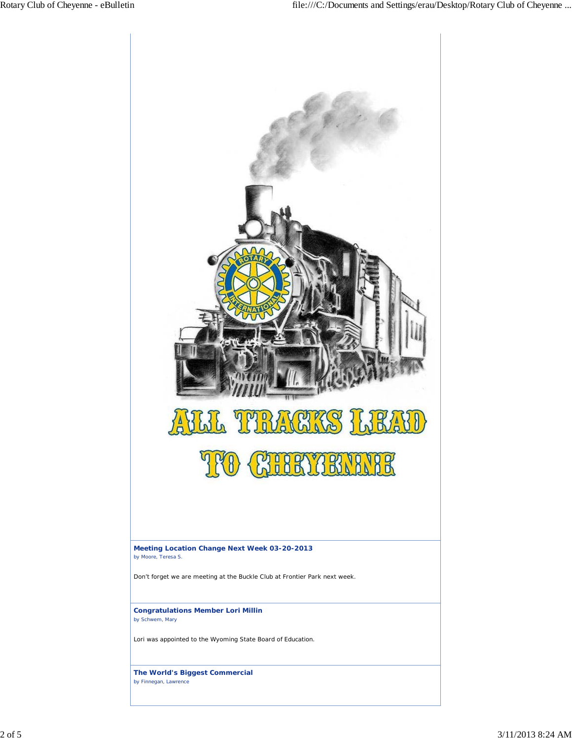ALL TRACKS LEAD TO CHEYENNE

### Meeting Location Change Next Week 03-20-2013

by Moore, Teresa S.

Don't forget we are meeting at the Buckle Club at Frontier Park next week.

### Congratulations Member Lori Millin

by Schwem, Mary

Lori was appointed to the Wyoming State Board of Education.

### The World's Biggest Commercial

by Finnegan, Lawrence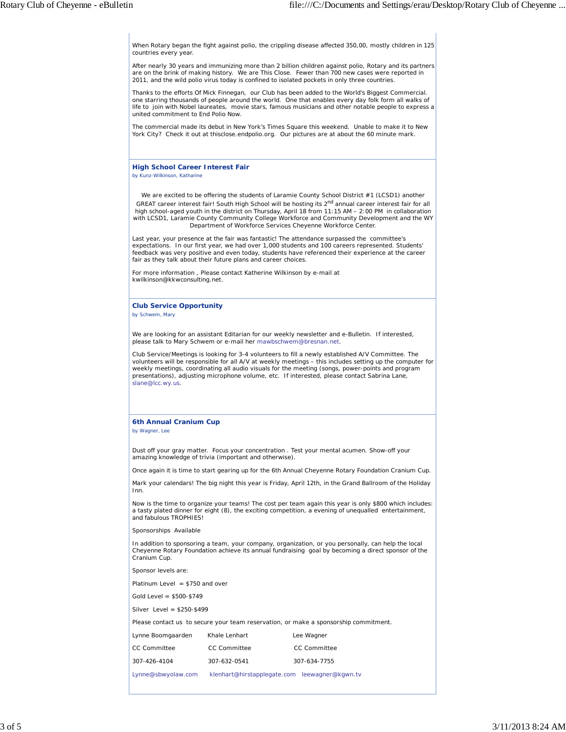When Rotary began the fight against polio, the crippling disease affected 350,00, mostly children in 125 countries every year.

After nearly 30 years and immunizing more than 2 billion children against polio, Rotary and its partners are on the brink of making history. We are This Close. Fewer than 700 new cases were reported in 2011, and the wild polio virus today is confined to isolated pockets in only three countries.

Thanks to the efforts Of Mick Finnegan, our Club has been added to the World's Biggest Commercial. one starring thousands of people around the world. One that enables every day folk form all walks of life to join with Nobel laureates, movie stars, famous musicians and other notable people to express a united commitment to End Polio Now.

The commercial made its debut in New York's Times Square this weekend. Unable to make it to New York City? Check it out at thisclose.endpolio.org. Our pictures are at about the 60 minute mark.

### High School Career Interest Fair

by Kunz-Wilkinson, Katharine

We are excited to be offering the students of Laramie County School District #1 (LCSD1) another GREAT career interest fair! South High School will be hosting its 2nd annual career interest fair for all high school-aged youth in the district on Thursday, April 18 from 11:15 AM – 2:00 PM in collaboration with LCSD1, Laramie County Community College Workforce and Community Development and the WY Department of Workforce Services Cheyenne Workforce Center.

Last year, your presence at the fair was fantastic! The attendance surpassed the committee's expectations. In our first year, we had over 1,000 students and 100 careers represented. Students' feedback was very positive and even today, students have referenced their experience at the career fair as they talk about their future plans and career choices.

For more information , Please contact Katherine Wilkinson by e-mail at kwilkinson@kkwconsulting.net.

### Club Service Opportunity

by Schwem, Mary

We are looking for an assistant Editarian for our weekly newsletter and e-Bulletin. If interested, please talk to Mary Schwem or e-mail her mawbschwem@bresnan.net.

Club Service/Meetings is looking for 3-4 volunteers to fill a newly established A/V Committee. The volunteers will be responsible for all A/V at weekly meetings – this includes setting up the computer for weekly meetings, coordinating all audio visuals for the meeting (songs, power-points and program presentations), adjusting microphone volume, etc. If interested, please contact Sabrina Lane, slane@lcc.wy.us.

### 6th Annual Cranium Cup

by Wagner, Lee

Dust off your gray matter. Focus your concentration . Test your mental acumen. Show-off your amazing knowledge of trivia (important and otherwise).

Once again it is time to start gearing up for the 6th Annual Cheyenne Rotary Foundation Cranium Cup.

Mark your calendars! The big night this year is Friday, April 12th, in the Grand Ballroom of the Holiday Inn.

Now is the time to organize your teams! The cost per team again this year is only $800 which includes: a tasty plated dinner for eight (8), the exciting competition, a evening of unequalled entertainment, and fabulous TROPHIES!

Sponsorships Available

In addition to sponsoring a team, your company, organization, or you personally, can help the local Cheyenne Rotary Foundation achieve its annual fundraising goal by becoming a direct sponsor of the Cranium Cup.

Sponsor levels are:

Platinum Level = $750 and over

Gold Level = $500-$749

Silver Level = $250-$499

Please contact us to secure your team reservation, or make a sponsorship commitment.

| Lynne Boomgaarden | Khale Lenhart | Lee Wagner |
|---|---|---|
| CC Committee | CC Committee | CC Committee |
| 307-426-4104 | 307-632-0541 | 307-634-7755 |
| Lynne@sbwyolaw.com | klenhart@hirstapplegate.com | leewagner@kgwn.tv |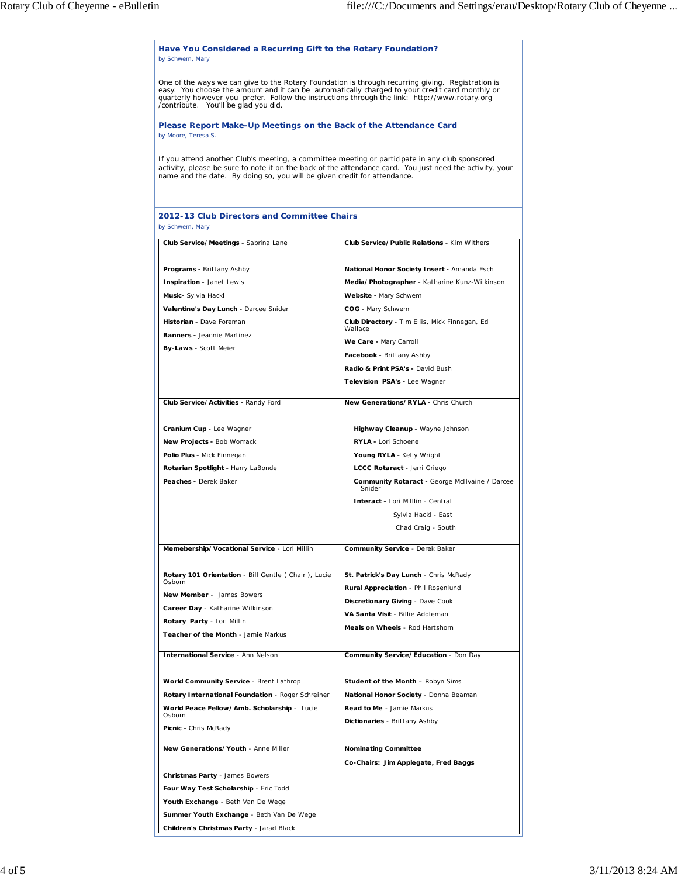## Have You Considered a Recurring Gift to the Rotary Foundation?

by Schwem, Mary

One of the ways we can give to the Rotary Foundation is through recurring giving. Registration is easy. You choose the amount and it can be automatically charged to your credit card monthly or quarterly however you prefer. Follow the instructions through the link: http://www.rotary.org/contribute. You'll be glad you did.

## Please Report Make-Up Meetings on the Back of the Attendance Card

by Moore, Teresa S.

If you attend another Club's meeting, a committee meeting or participate in any club sponsored activity, please be sure to note it on the back of the attendance card. You just need the activity, your name and the date. By doing so, you will be given credit for attendance.

## 2012-13 Club Directors and Committee Chairs

by Schwem, Mary

| | |
|---|---|
| **Club Service/Meetings -** Sabrina Lane<br><br>**Programs -** Brittany Ashby<br>**Inspiration -** Janet Lewis<br>**Music-** Sylvia Hackl<br>**Valentine's Day Lunch -** Darcee Snider<br>**Historian -** Dave Foreman<br>**Banners -** Jeannie Martinez<br>**By-Laws -** Scott Meier | **Club Service/Public Relations -** Kim Withers<br><br>**National Honor Society Insert -** Amanda Esch<br>**Media/Photographer -** Katharine Kunz-Wilkinson<br>**Website -** Mary Schwem<br>**COG -** Mary Schwem<br>**Club Directory -** Tim Ellis, Mick Finnegan, Ed Wallace<br>**We Care -** Mary Carroll<br>**Facebook -** Brittany Ashby<br>**Radio & Print PSA's -** David Bush<br>**Television PSA's -** Lee Wagner |
| **Club Service/Activities -** Randy Ford<br><br>**Cranium Cup -** Lee Wagner<br>**New Projects -** Bob Womack<br>**Polio Plus -** Mick Finnegan<br>**Rotarian Spotlight -** Harry LaBonde<br>**Peaches -** Derek Baker | **New Generations/RYLA -** Chris Church<br><br>**Highway Cleanup -** Wayne Johnson<br>**RYLA -** Lori Schoene<br>**Young RYLA -** Kelly Wright<br>**LCCC Rotaract -** Jerri Griego<br>**Community Rotaract -** George McIlvaine / Darcee Snider<br>**Interact -** Lori Milllin - Central<br>Sylvia Hackl - East<br>Chad Craig - South |
| **Memebership/Vocational Service** - Lori Millin<br><br>**Rotary 101 Orientation** - Bill Gentle ( Chair ), Lucie Osborn<br>**New Member** - James Bowers<br>**Career Day** - Katharine Wilkinson<br>**Rotary Party** - Lori Millin<br>**Teacher of the Month** - Jamie Markus | **Community Service** - Derek Baker<br><br>**St. Patrick's Day Lunch** - Chris McRady<br>**Rural Appreciation** - Phil Rosenlund<br>**Discretionary Giving** - Dave Cook<br>**VA Santa Visit** - Billie Addleman<br>**Meals on Wheels** - Rod Hartshorn |
| **International Service** - Ann Nelson<br><br>**World Community Service** - Brent Lathrop<br>**Rotary International Foundation** - Roger Schreiner<br>**World Peace Fellow/Amb. Scholarship** - Lucie Osborn<br>**Picnic -** Chris McRady | **Community Service/Education** - Don Day<br><br>**Student of the Month** – Robyn Sims<br>**National Honor Society** - Donna Beaman<br>**Read to Me** - Jamie Markus<br>**Dictionaries** - Brittany Ashby |
| **New Generations/Youth** - Anne Miller<br><br>**Christmas Party** - James Bowers<br>**Four Way Test Scholarship** - Eric Todd<br>**Youth Exchange** - Beth Van De Wege<br>**Summer Youth Exchange** - Beth Van De Wege<br>**Children's Christmas Party** - Jarad Black | **Nominating Committee**<br><br>**Co-Chairs: Jim Applegate, Fred Baggs** |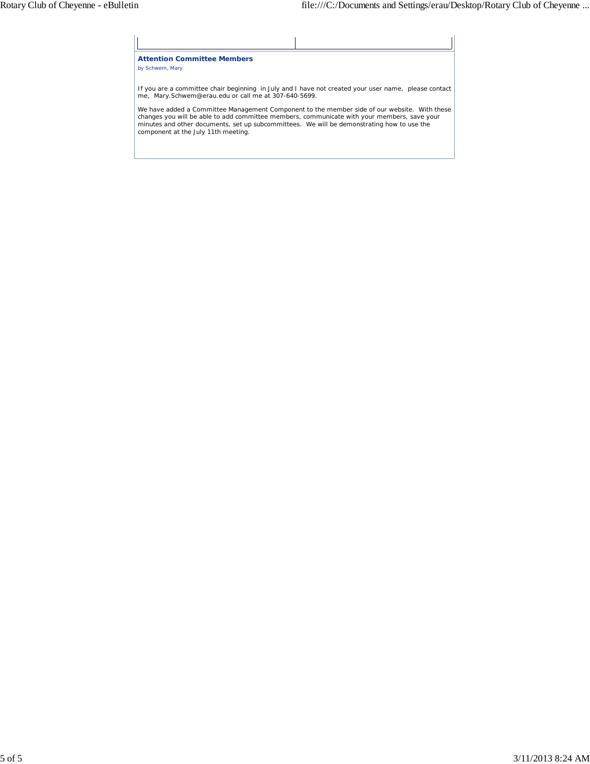### Attention Committee Members

by Schwem, Mary

If you are a committee chair beginning in July and I have not created your user name, please contact me, Mary.Schwem@erau.edu or call me at 307-640-5699.

We have added a Committee Management Component to the member side of our website. With these changes you will be able to add committee members, communicate with your members, save your minutes and other documents, set up subcommittees. We will be demonstrating how to use the component at the July 11th meeting.